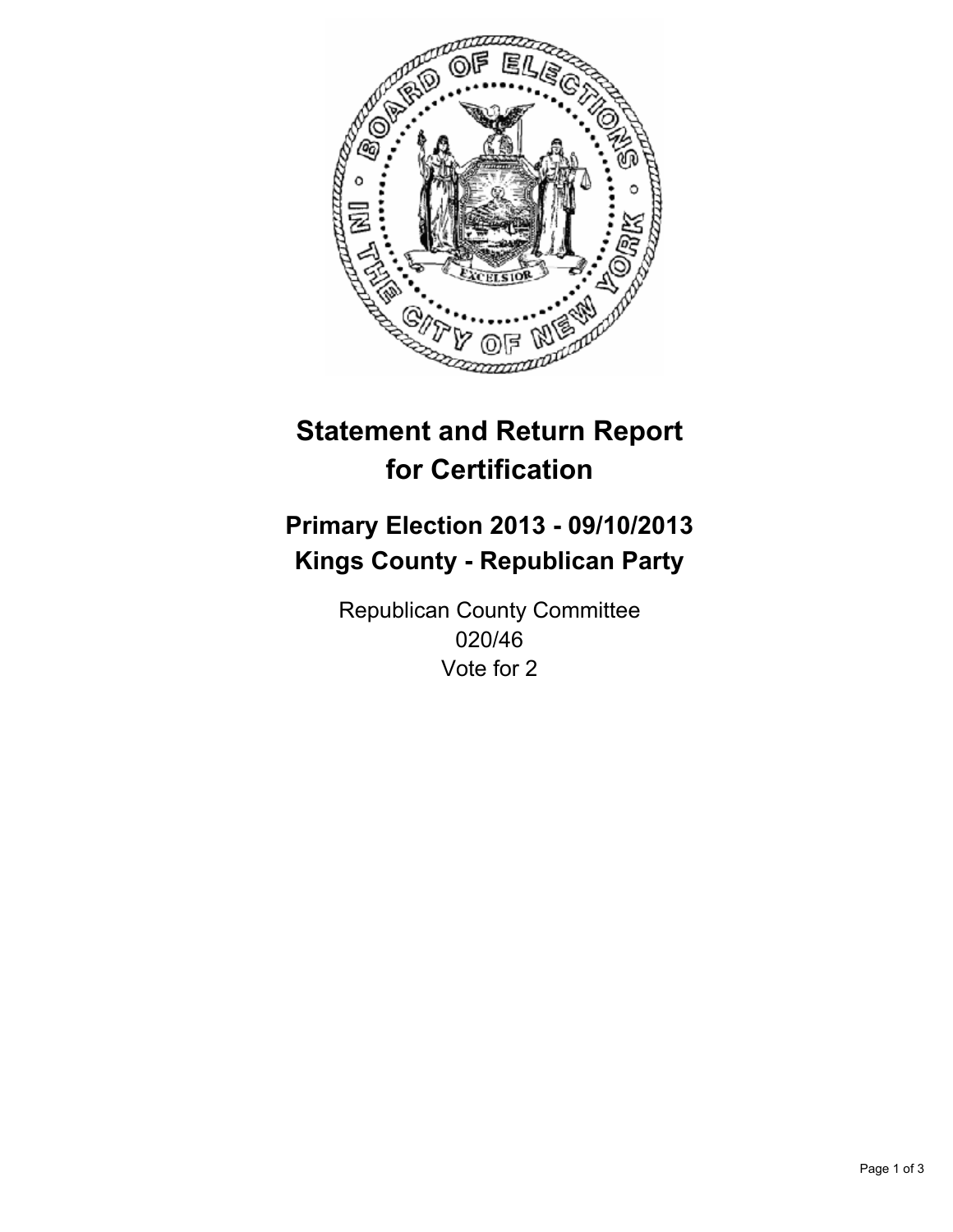# Statement and Return Report for Certification

## Primary Election 2013 - 09/10/2013
## Kings County - Republican Party

Republican County Committee
020/46
Vote for 2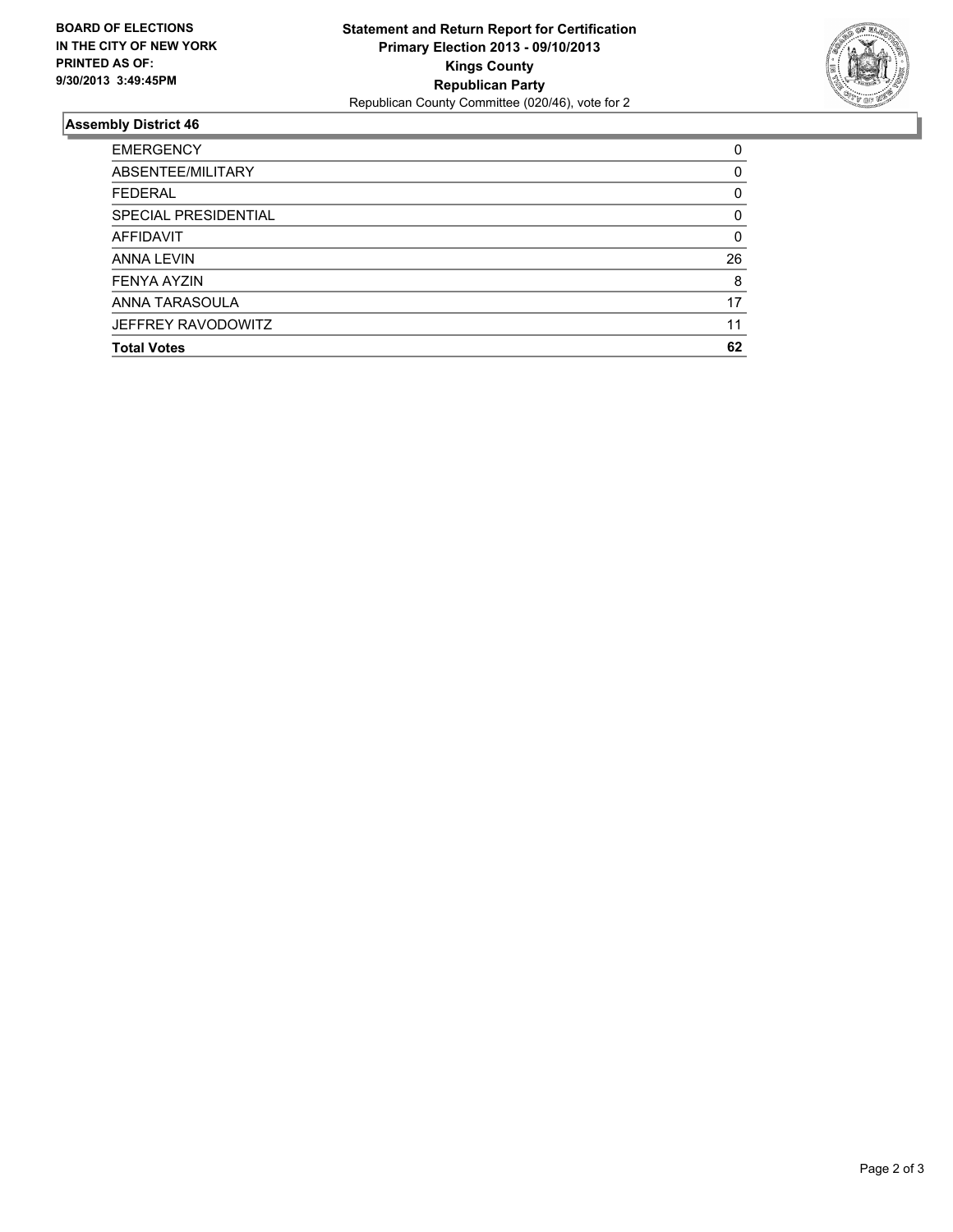**BOARD OF ELECTIONS IN THE CITY OF NEW YORK PRINTED AS OF: 9/30/2013 3:49:45PM**

**Statement and Return Report for Certification**
**Primary Election 2013 - 09/10/2013**
**Kings County**
**Republican Party**
Republican County Committee (020/46), vote for 2

## Assembly District 46

| | |
|---|---|
| EMERGENCY | 0 |
| ABSENTEE/MILITARY | 0 |
| FEDERAL | 0 |
| SPECIAL PRESIDENTIAL | 0 |
| AFFIDAVIT | 0 |
| ANNA LEVIN | 26 |
| FENYA AYZIN | 8 |
| ANNA TARASOULA | 17 |
| JEFFREY RAVODOWITZ | 11 |
| **Total Votes** | **62** |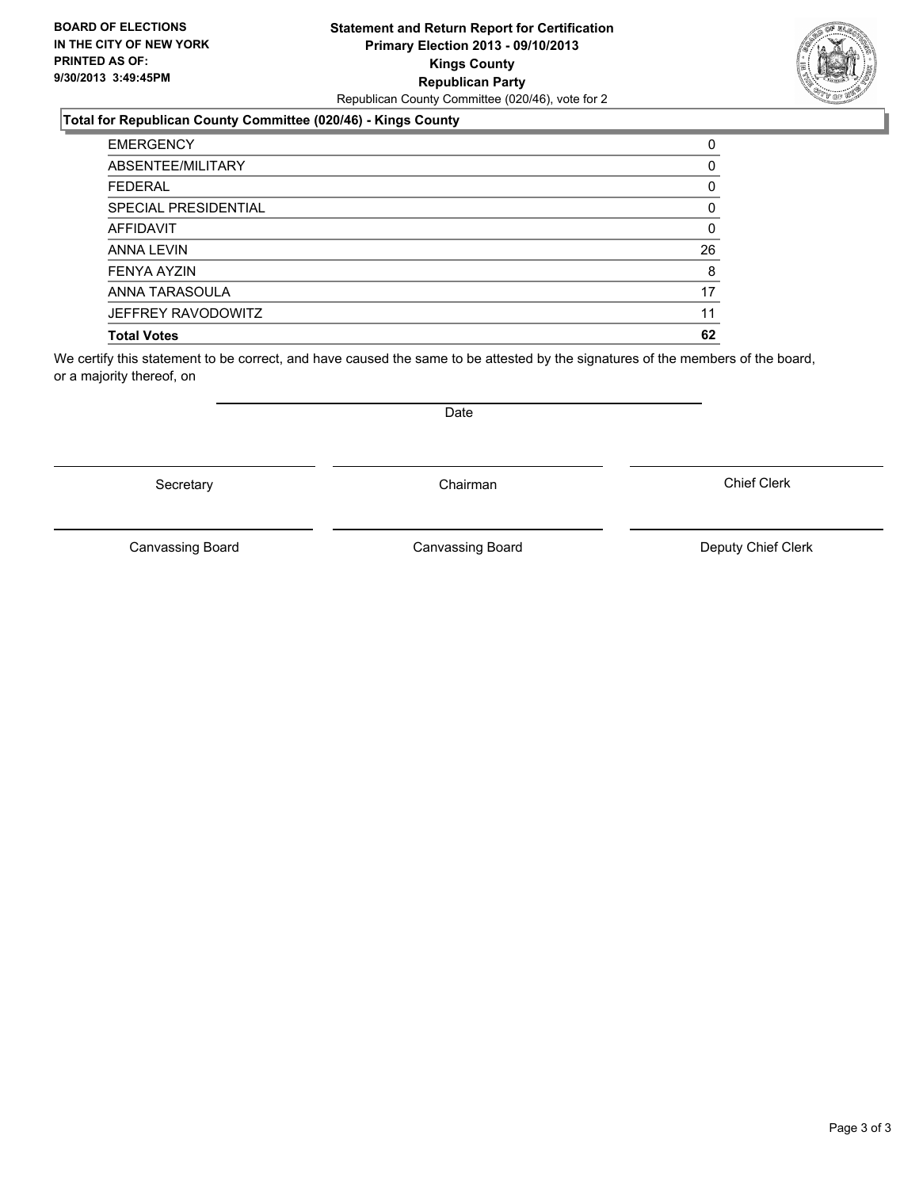**BOARD OF ELECTIONS IN THE CITY OF NEW YORK PRINTED AS OF: 9/30/2013 3:49:45PM**

**Statement and Return Report for Certification Primary Election 2013 - 09/10/2013 Kings County Republican Party**

Republican County Committee (020/46), vote for 2

**Total for Republican County Committee (020/46) - Kings County**

| | |
|---|---|
| EMERGENCY | 0 |
| ABSENTEE/MILITARY | 0 |
| FEDERAL | 0 |
| SPECIAL PRESIDENTIAL | 0 |
| AFFIDAVIT | 0 |
| ANNA LEVIN | 26 |
| FENYA AYZIN | 8 |
| ANNA TARASOULA | 17 |
| JEFFREY RAVODOWITZ | 11 |
| **Total Votes** | **62** |

We certify this statement to be correct, and have caused the same to be attested by the signatures of the members of the board, or a majority thereof, on

Date

Secretary

Chairman

Chief Clerk

Canvassing Board

Canvassing Board

Deputy Chief Clerk